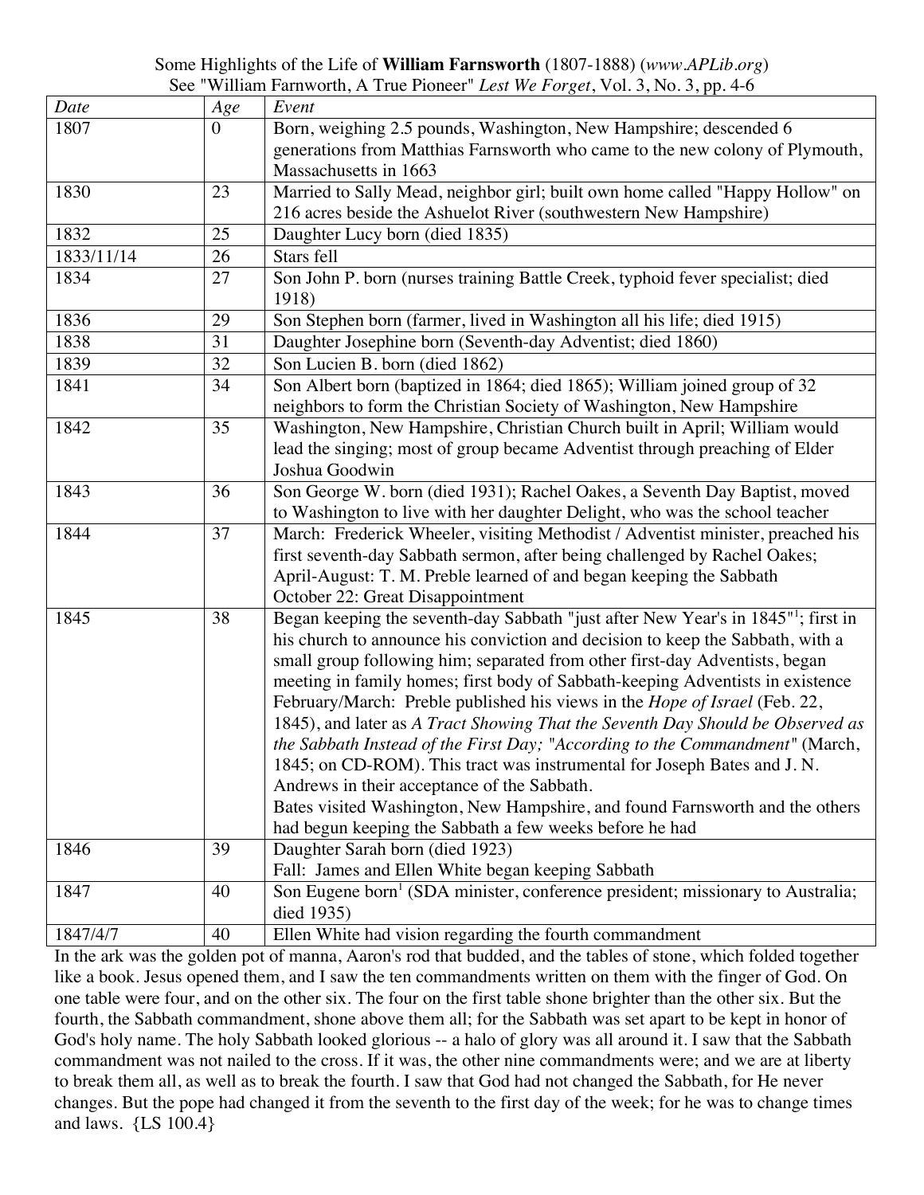Some Highlights of the Life of **William Farnsworth** (1807-1888) (*www.APLib.org*)
See "William Farnworth, A True Pioneer" *Lest We Forget*, Vol. 3, No. 3, pp. 4-6

| *Date* | *Age* | *Event* |
|---|---|---|
| 1807 | 0 | Born, weighing 2.5 pounds, Washington, New Hampshire; descended 6 generations from Matthias Farnsworth who came to the new colony of Plymouth, Massachusetts in 1663 |
| 1830 | 23 | Married to Sally Mead, neighbor girl; built own home called "Happy Hollow" on 216 acres beside the Ashuelot River (southwestern New Hampshire) |
| 1832 | 25 | Daughter Lucy born (died 1835) |
| 1833/11/14 | 26 | Stars fell |
| 1834 | 27 | Son John P. born (nurses training Battle Creek, typhoid fever specialist; died 1918) |
| 1836 | 29 | Son Stephen born (farmer, lived in Washington all his life; died 1915) |
| 1838 | 31 | Daughter Josephine born (Seventh-day Adventist; died 1860) |
| 1839 | 32 | Son Lucien B. born (died 1862) |
| 1841 | 34 | Son Albert born (baptized in 1864; died 1865); William joined group of 32 neighbors to form the Christian Society of Washington, New Hampshire |
| 1842 | 35 | Washington, New Hampshire, Christian Church built in April; William would lead the singing; most of group became Adventist through preaching of Elder Joshua Goodwin |
| 1843 | 36 | Son George W. born (died 1931); Rachel Oakes, a Seventh Day Baptist, moved to Washington to live with her daughter Delight, who was the school teacher |
| 1844 | 37 | March: Frederick Wheeler, visiting Methodist / Adventist minister, preached his first seventh-day Sabbath sermon, after being challenged by Rachel Oakes;<br>April-August: T. M. Preble learned of and began keeping the Sabbath<br>October 22: Great Disappointment |
| 1845 | 38 | Began keeping the seventh-day Sabbath "just after New Year's in 1845"[1]; first in his church to announce his conviction and decision to keep the Sabbath, with a small group following him; separated from other first-day Adventists, began meeting in family homes; first body of Sabbath-keeping Adventists in existence<br>February/March: Preble published his views in the *Hope of Israel* (Feb. 22, 1845), and later as *A Tract Showing That the Seventh Day Should be Observed as the Sabbath Instead of the First Day; "According to the Commandment"* (March, 1845; on CD-ROM). This tract was instrumental for Joseph Bates and J. N. Andrews in their acceptance of the Sabbath.<br>Bates visited Washington, New Hampshire, and found Farnsworth and the others had begun keeping the Sabbath a few weeks before he had |
| 1846 | 39 | Daughter Sarah born (died 1923)<br>Fall: James and Ellen White began keeping Sabbath |
| 1847 | 40 | Son Eugene born[1] (SDA minister, conference president; missionary to Australia; died 1935) |
| 1847/4/7 | 40 | Ellen White had vision regarding the fourth commandment |

In the ark was the golden pot of manna, Aaron's rod that budded, and the tables of stone, which folded together like a book. Jesus opened them, and I saw the ten commandments written on them with the finger of God. On one table were four, and on the other six. The four on the first table shone brighter than the other six. But the fourth, the Sabbath commandment, shone above them all; for the Sabbath was set apart to be kept in honor of God's holy name. The holy Sabbath looked glorious -- a halo of glory was all around it. I saw that the Sabbath commandment was not nailed to the cross. If it was, the other nine commandments were; and we are at liberty to break them all, as well as to break the fourth. I saw that God had not changed the Sabbath, for He never changes. But the pope had changed it from the seventh to the first day of the week; for he was to change times and laws. {LS 100.4}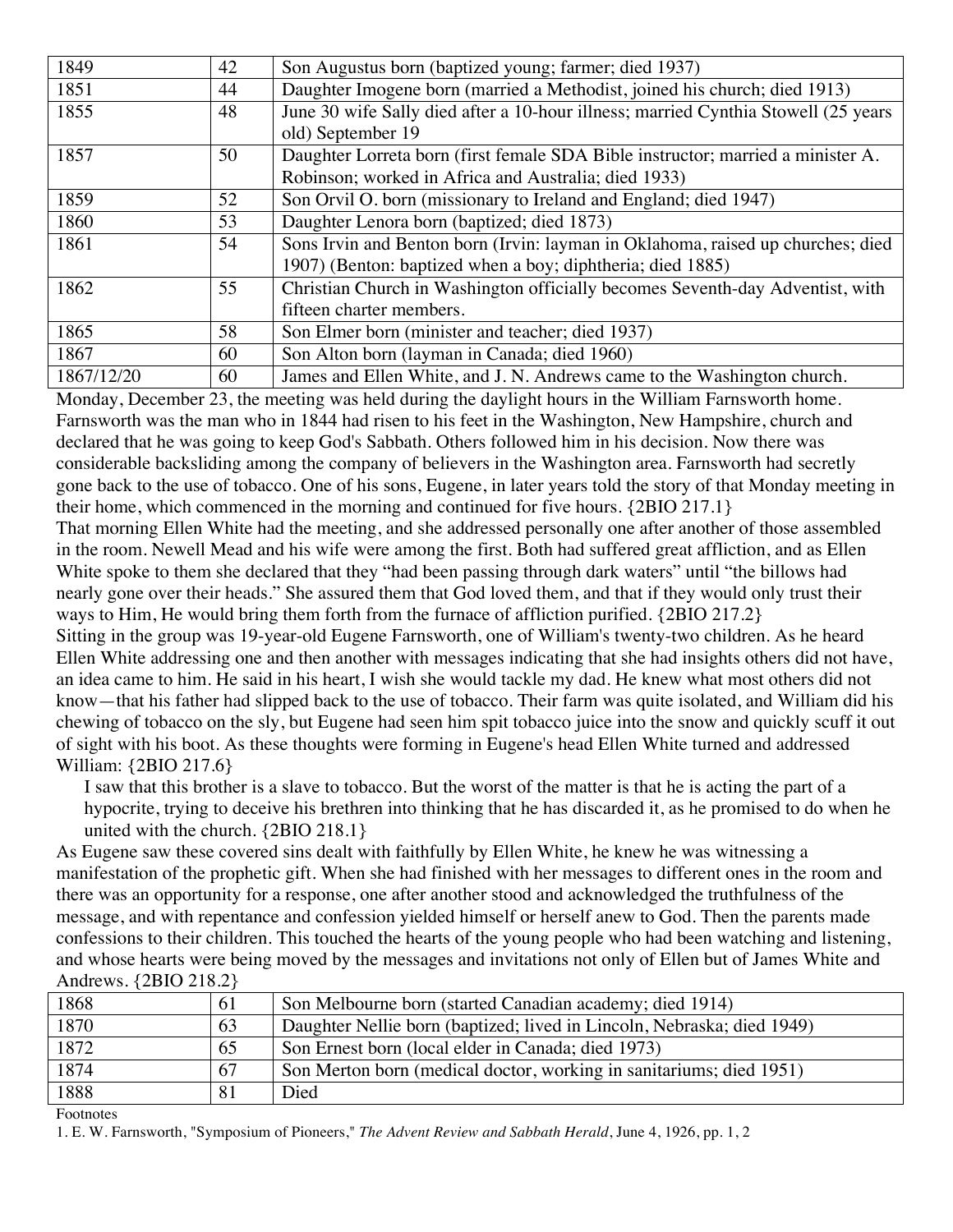| | | |
|---|---|---|
| 1849 | 42 | Son Augustus born (baptized young; farmer; died 1937) |
| 1851 | 44 | Daughter Imogene born (married a Methodist, joined his church; died 1913) |
| 1855 | 48 | June 30 wife Sally died after a 10-hour illness; married Cynthia Stowell (25 years old) September 19 |
| 1857 | 50 | Daughter Lorreta born (first female SDA Bible instructor; married a minister A. Robinson; worked in Africa and Australia; died 1933) |
| 1859 | 52 | Son Orvil O. born (missionary to Ireland and England; died 1947) |
| 1860 | 53 | Daughter Lenora born (baptized; died 1873) |
| 1861 | 54 | Sons Irvin and Benton born (Irvin: layman in Oklahoma, raised up churches; died 1907) (Benton: baptized when a boy; diphtheria; died 1885) |
| 1862 | 55 | Christian Church in Washington officially becomes Seventh-day Adventist, with fifteen charter members. |
| 1865 | 58 | Son Elmer born (minister and teacher; died 1937) |
| 1867 | 60 | Son Alton born (layman in Canada; died 1960) |
| 1867/12/20 | 60 | James and Ellen White, and J. N. Andrews came to the Washington church. |

Monday, December 23, the meeting was held during the daylight hours in the William Farnsworth home. Farnsworth was the man who in 1844 had risen to his feet in the Washington, New Hampshire, church and declared that he was going to keep God's Sabbath. Others followed him in his decision. Now there was considerable backsliding among the company of believers in the Washington area. Farnsworth had secretly gone back to the use of tobacco. One of his sons, Eugene, in later years told the story of that Monday meeting in their home, which commenced in the morning and continued for five hours. {2BIO 217.1}

That morning Ellen White had the meeting, and she addressed personally one after another of those assembled in the room. Newell Mead and his wife were among the first. Both had suffered great affliction, and as Ellen White spoke to them she declared that they "had been passing through dark waters" until "the billows had nearly gone over their heads." She assured them that God loved them, and that if they would only trust their ways to Him, He would bring them forth from the furnace of affliction purified. {2BIO 217.2}

Sitting in the group was 19-year-old Eugene Farnsworth, one of William's twenty-two children. As he heard Ellen White addressing one and then another with messages indicating that she had insights others did not have, an idea came to him. He said in his heart, I wish she would tackle my dad. He knew what most others did not know—that his father had slipped back to the use of tobacco. Their farm was quite isolated, and William did his chewing of tobacco on the sly, but Eugene had seen him spit tobacco juice into the snow and quickly scuff it out of sight with his boot. As these thoughts were forming in Eugene's head Ellen White turned and addressed William: {2BIO 217.6}

> I saw that this brother is a slave to tobacco. But the worst of the matter is that he is acting the part of a hypocrite, trying to deceive his brethren into thinking that he has discarded it, as he promised to do when he united with the church. {2BIO 218.1}

As Eugene saw these covered sins dealt with faithfully by Ellen White, he knew he was witnessing a manifestation of the prophetic gift. When she had finished with her messages to different ones in the room and there was an opportunity for a response, one after another stood and acknowledged the truthfulness of the message, and with repentance and confession yielded himself or herself anew to God. Then the parents made confessions to their children. This touched the hearts of the young people who had been watching and listening, and whose hearts were being moved by the messages and invitations not only of Ellen but of James White and Andrews. {2BIO 218.2}

| | | |
|---|---|---|
| 1868 | 61 | Son Melbourne born (started Canadian academy; died 1914) |
| 1870 | 63 | Daughter Nellie born (baptized; lived in Lincoln, Nebraska; died 1949) |
| 1872 | 65 | Son Ernest born (local elder in Canada; died 1973) |
| 1874 | 67 | Son Merton born (medical doctor, working in sanitariums; died 1951) |
| 1888 | 81 | Died |

Footnotes

1. E. W. Farnsworth, "Symposium of Pioneers," *The Advent Review and Sabbath Herald*, June 4, 1926, pp. 1, 2